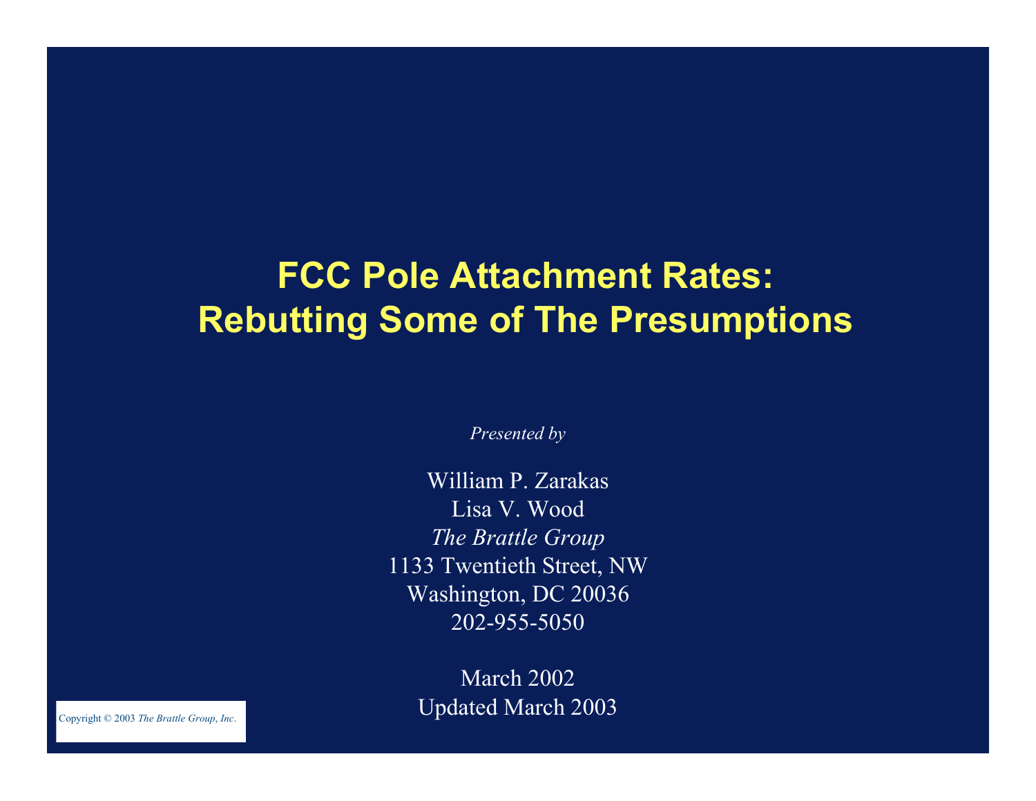# FCC Pole Attachment Rates: Rebutting Some of The Presumptions

*Presented by*

William P. Zarakas
Lisa V. Wood
*The Brattle Group*
1133 Twentieth Street, NW
Washington, DC 20036
202-955-5050

March 2002
Updated March 2003

Copyright © 2003 *The Brattle Group, Inc.*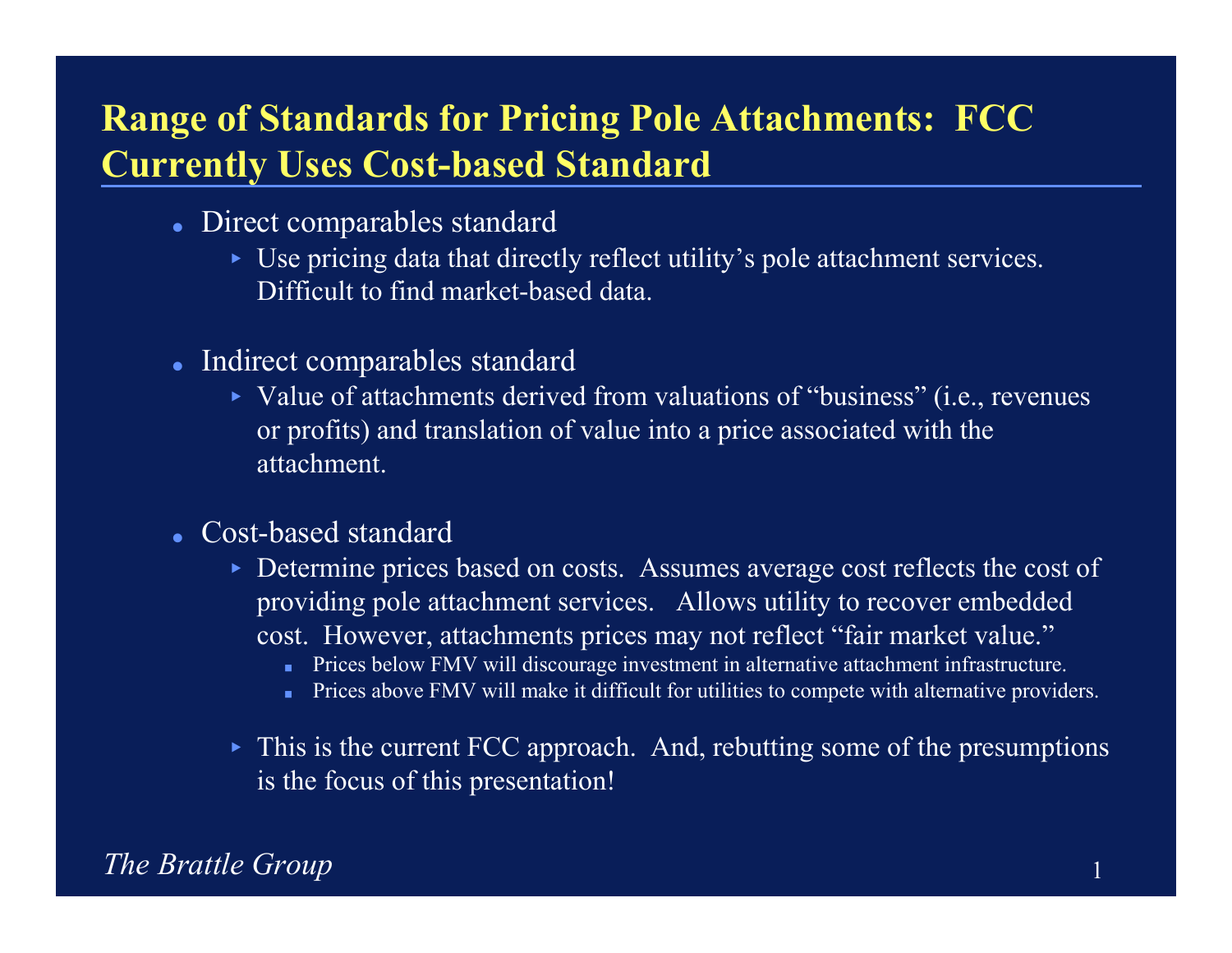# Range of Standards for Pricing Pole Attachments: FCC Currently Uses Cost-based Standard

- Direct comparables standard
  - Use pricing data that directly reflect utility's pole attachment services. Difficult to find market-based data.

- Indirect comparables standard
  - Value of attachments derived from valuations of "business" (i.e., revenues or profits) and translation of value into a price associated with the attachment.

- Cost-based standard
  - Determine prices based on costs. Assumes average cost reflects the cost of providing pole attachment services. Allows utility to recover embedded cost. However, attachments prices may not reflect "fair market value."
    - Prices below FMV will discourage investment in alternative attachment infrastructure.
    - Prices above FMV will make it difficult for utilities to compete with alternative providers.
  - This is the current FCC approach. And, rebutting some of the presumptions is the focus of this presentation!

*The Brattle Group*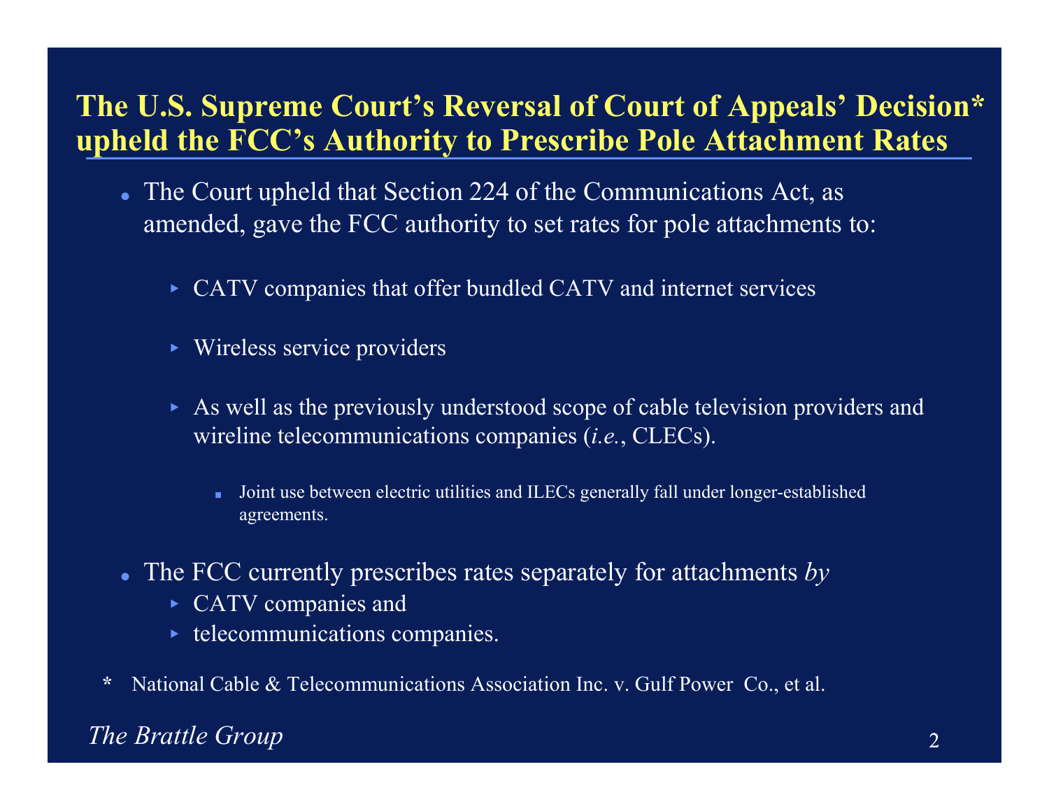# The U.S. Supreme Court's Reversal of Court of Appeals' Decision* upheld the FCC's Authority to Prescribe Pole Attachment Rates

- The Court upheld that Section 224 of the Communications Act, as amended, gave the FCC authority to set rates for pole attachments to:
  - CATV companies that offer bundled CATV and internet services
  - Wireless service providers
  - As well as the previously understood scope of cable television providers and wireline telecommunications companies (*i.e.*, CLECs).
    - Joint use between electric utilities and ILECs generally fall under longer-established agreements.
- The FCC currently prescribes rates separately for attachments *by*
  - CATV companies and
  - telecommunications companies.

\* National Cable & Telecommunications Association Inc. v. Gulf Power Co., et al.

*The Brattle Group*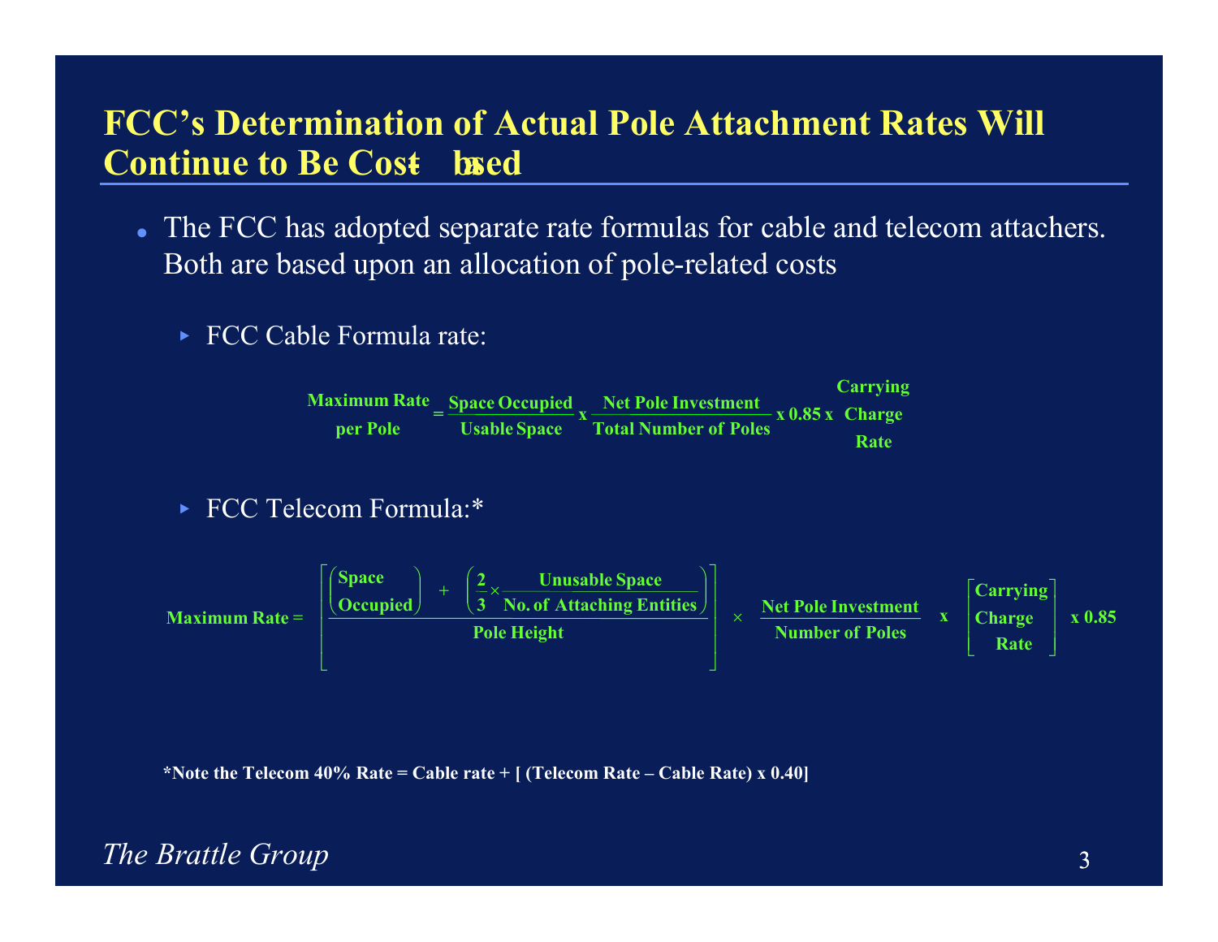# FCC's Determination of Actual Pole Attachment Rates Will Continue to Be Cost-based

- The FCC has adopted separate rate formulas for cable and telecom attachers. Both are based upon an allocation of pole-related costs
  - FCC Cable Formula rate:

$$\text{Maximum Rate per Pole} = \frac{\text{Space Occupied}}{\text{Usable Space}} \times \frac{\text{Net Pole Investment}}{\text{Total Number of Poles}} \times 0.85 \times \text{Carrying Charge Rate}$$

  - FCC Telecom Formula:*

$$\text{Maximum Rate} = \left[ \frac{\left(\text{Space Occupied}\right) + \left(\frac{2}{3} \times \frac{\text{Unusable Space}}{\text{No. of Attaching Entities}}\right)}{\text{Pole Height}} \right] \times \frac{\text{Net Pole Investment}}{\text{Number of Poles}} \times \left[\text{Carrying Charge Rate}\right] \times 0.85$$

**\*Note the Telecom 40% Rate = Cable rate + [ (Telecom Rate – Cable Rate) x 0.40]**

*The Brattle Group*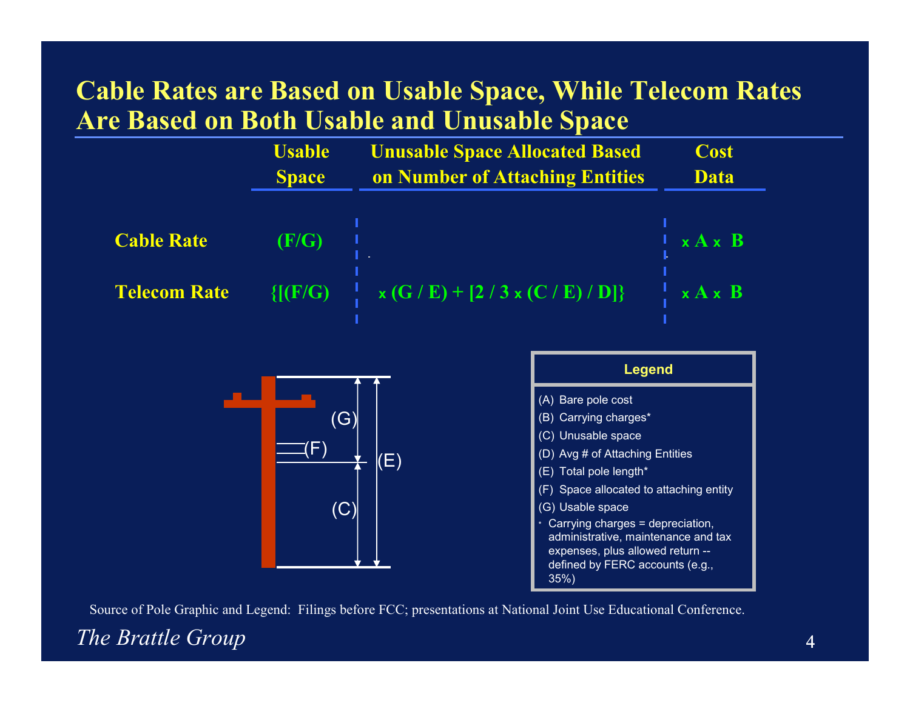# Cable Rates are Based on Usable Space, While Telecom Rates Are Based on Both Usable and Unusable Space

| | Usable Space | Unusable Space Allocated Based on Number of Attaching Entities | Cost Data |
|---|---|---|---|
| **Cable Rate** | (F/G) | | x A x B |
| **Telecom Rate** | {[(F/G) | x (G / E) + [2 / 3 x (C / E) / D]} | x A x B |

**Legend**

(A) Bare pole cost

(B) Carrying charges*

(C) Unusable space

(D) Avg # of Attaching Entities

(E) Total pole length*

(F) Space allocated to attaching entity

(G) Usable space

\* Carrying charges = depreciation, administrative, maintenance and tax expenses, plus allowed return -- defined by FERC accounts (e.g., 35%)

Source of Pole Graphic and Legend: Filings before FCC; presentations at National Joint Use Educational Conference.

*The Brattle Group*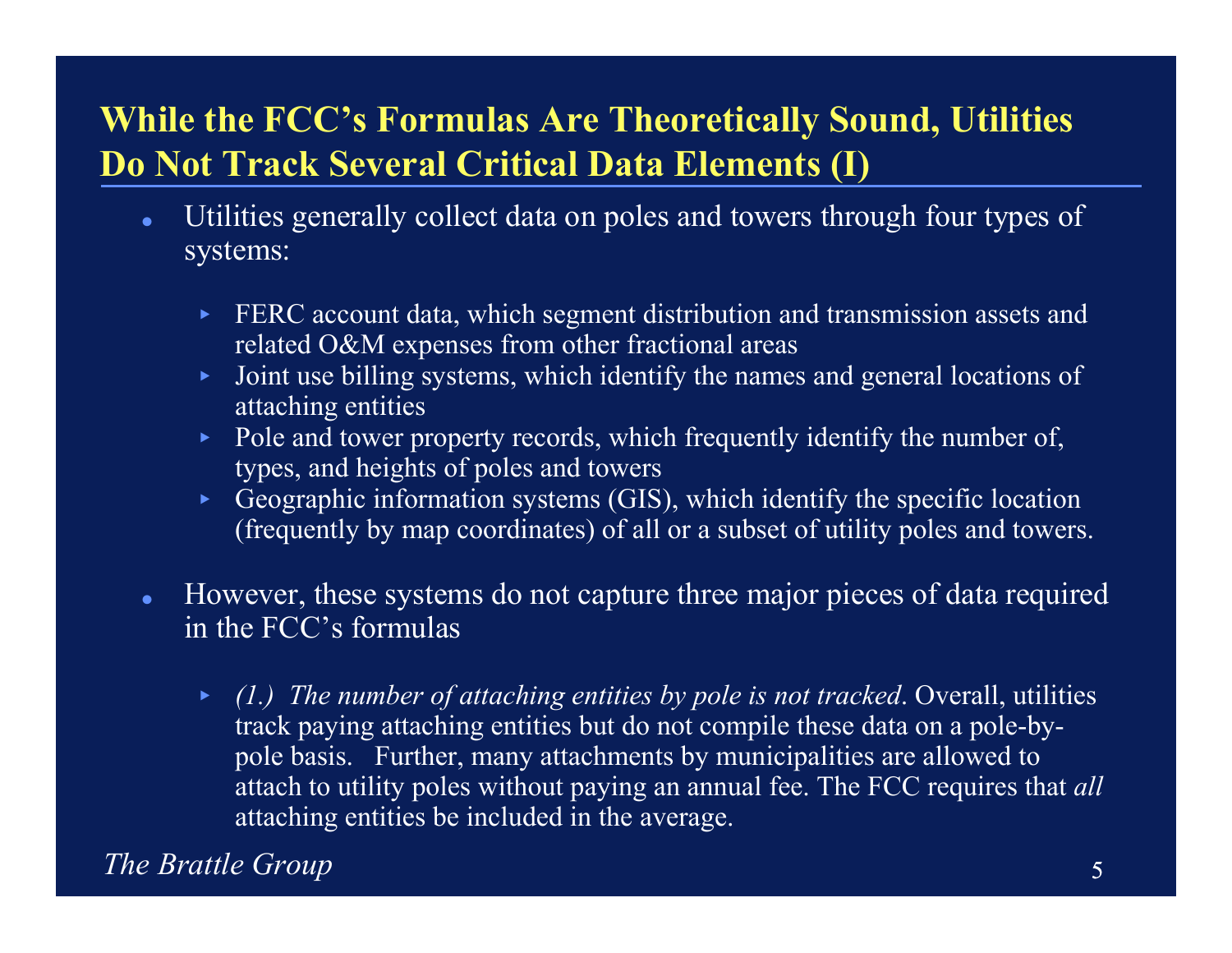## While the FCC's Formulas Are Theoretically Sound, Utilities Do Not Track Several Critical Data Elements (I)

- Utilities generally collect data on poles and towers through four types of systems:
  - FERC account data, which segment distribution and transmission assets and related O&M expenses from other fractional areas
  - Joint use billing systems, which identify the names and general locations of attaching entities
  - Pole and tower property records, which frequently identify the number of, types, and heights of poles and towers
  - Geographic information systems (GIS), which identify the specific location (frequently by map coordinates) of all or a subset of utility poles and towers.

- However, these systems do not capture three major pieces of data required in the FCC's formulas
  - *(1.) The number of attaching entities by pole is not tracked*. Overall, utilities track paying attaching entities but do not compile these data on a pole-by-pole basis. Further, many attachments by municipalities are allowed to attach to utility poles without paying an annual fee. The FCC requires that *all* attaching entities be included in the average.

*The Brattle Group*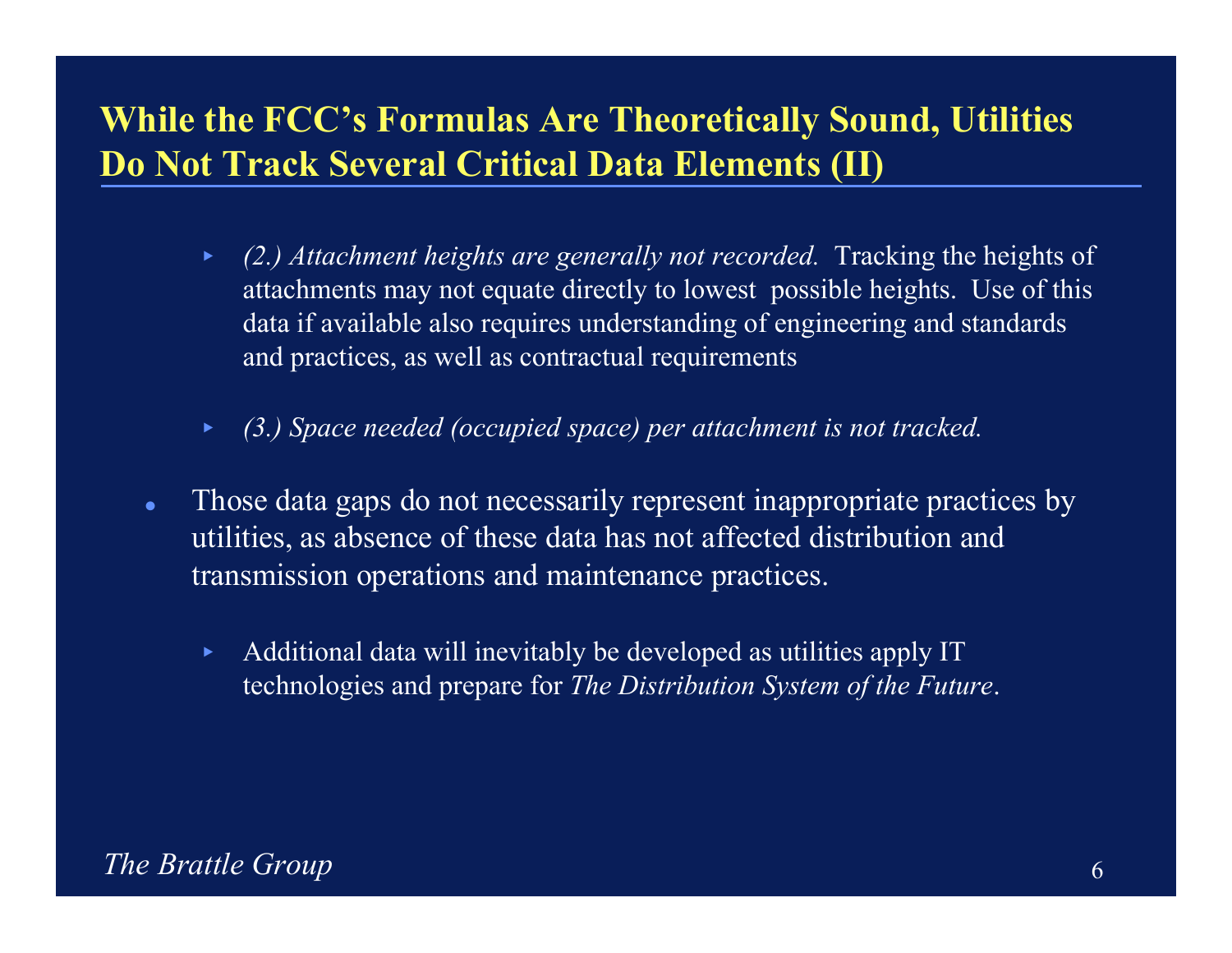## While the FCC's Formulas Are Theoretically Sound, Utilities Do Not Track Several Critical Data Elements (II)

- *(2.) Attachment heights are generally not recorded.* Tracking the heights of attachments may not equate directly to lowest possible heights. Use of this data if available also requires understanding of engineering and standards and practices, as well as contractual requirements

- *(3.) Space needed (occupied space) per attachment is not tracked.*

- Those data gaps do not necessarily represent inappropriate practices by utilities, as absence of these data has not affected distribution and transmission operations and maintenance practices.
  - Additional data will inevitably be developed as utilities apply IT technologies and prepare for *The Distribution System of the Future*.

*The Brattle Group*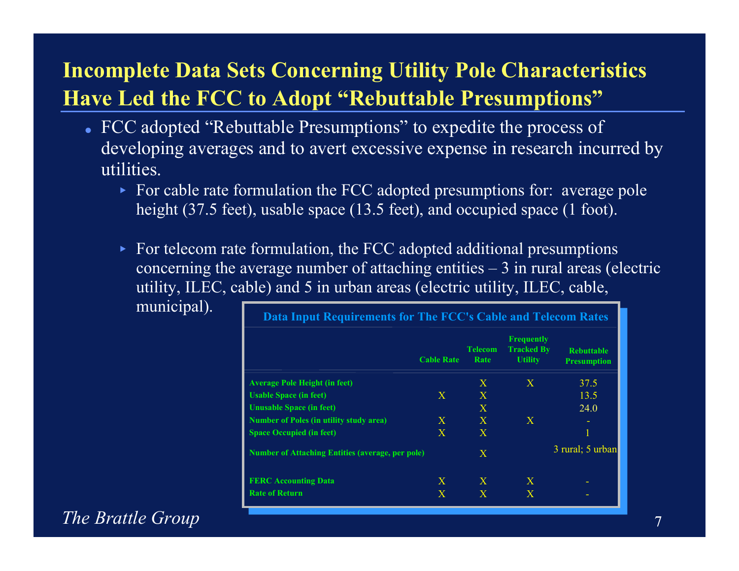# Incomplete Data Sets Concerning Utility Pole Characteristics Have Led the FCC to Adopt "Rebuttable Presumptions"

- FCC adopted "Rebuttable Presumptions" to expedite the process of developing averages and to avert excessive expense in research incurred by utilities.
  - For cable rate formulation the FCC adopted presumptions for: average pole height (37.5 feet), usable space (13.5 feet), and occupied space (1 foot).
  - For telecom rate formulation, the FCC adopted additional presumptions concerning the average number of attaching entities – 3 in rural areas (electric utility, ILEC, cable) and 5 in urban areas (electric utility, ILEC, cable, municipal).

**Data Input Requirements for The FCC's Cable and Telecom Rates**

| | Cable Rate | Telecom Rate | Frequently Tracked By Utility | Rebuttable Presumption |
|---|---|---|---|---|
| Average Pole Height (in feet) | | X | X | 37.5 |
| Usable Space (in feet) | X | X | | 13.5 |
| Unusable Space (in feet) | | X | | 24.0 |
| Number of Poles (in utility study area) | X | X | X | - |
| Space Occupied (in feet) | X | X | | 1 |
| Number of Attaching Entities (average, per pole) | | X | | 3 rural; 5 urban |
| FERC Accounting Data | X | X | X | - |
| Rate of Return | X | X | X | - |

*The Brattle Group*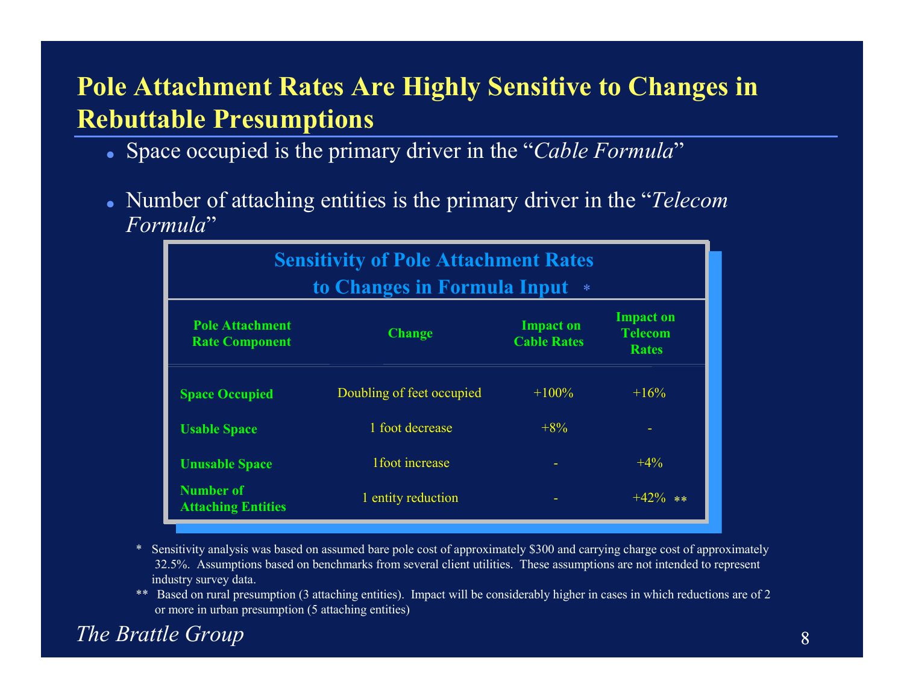# Pole Attachment Rates Are Highly Sensitive to Changes in Rebuttable Presumptions

- Space occupied is the primary driver in the "*Cable Formula*"
- Number of attaching entities is the primary driver in the "*Telecom Formula*"

**Sensitivity of Pole Attachment Rates to Changes in Formula Input \***

| Pole Attachment Rate Component | Change | Impact on Cable Rates | Impact on Telecom Rates |
|---|---|---|---|
| Space Occupied | Doubling of feet occupied | +100% | +16% |
| Usable Space | 1 foot decrease | +8% | - |
| Unusable Space | 1foot increase | - | +4% |
| Number of Attaching Entities | 1 entity reduction | - | +42% ** |

\* Sensitivity analysis was based on assumed bare pole cost of approximately $300 and carrying charge cost of approximately 32.5%. Assumptions based on benchmarks from several client utilities. These assumptions are not intended to represent industry survey data.

\*\* Based on rural presumption (3 attaching entities). Impact will be considerably higher in cases in which reductions are of 2 or more in urban presumption (5 attaching entities)

*The Brattle Group*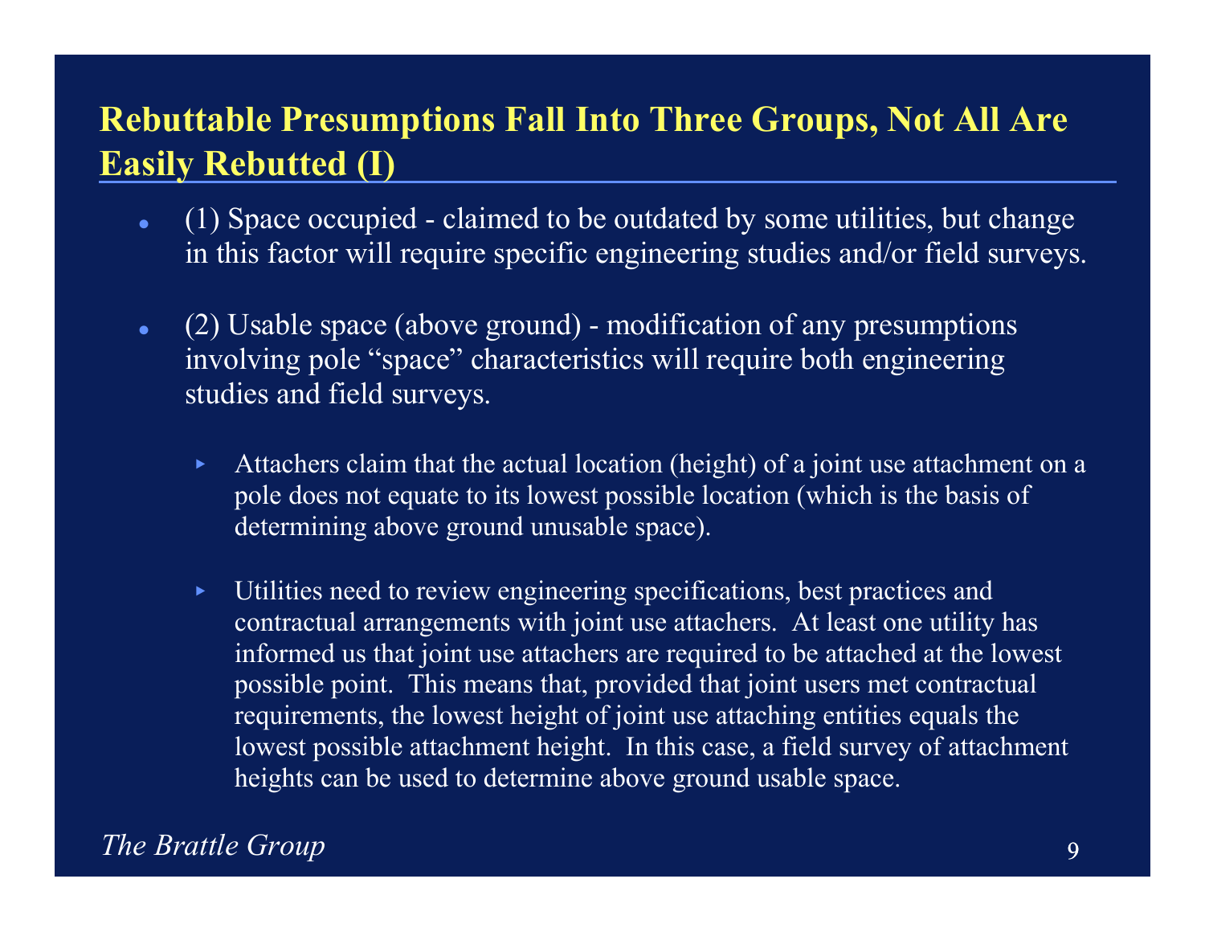## Rebuttable Presumptions Fall Into Three Groups, Not All Are Easily Rebutted (I)

- (1) Space occupied - claimed to be outdated by some utilities, but change in this factor will require specific engineering studies and/or field surveys.
- (2) Usable space (above ground) - modification of any presumptions involving pole "space" characteristics will require both engineering studies and field surveys.
  - Attachers claim that the actual location (height) of a joint use attachment on a pole does not equate to its lowest possible location (which is the basis of determining above ground unusable space).
  - Utilities need to review engineering specifications, best practices and contractual arrangements with joint use attachers. At least one utility has informed us that joint use attachers are required to be attached at the lowest possible point. This means that, provided that joint users met contractual requirements, the lowest height of joint use attaching entities equals the lowest possible attachment height. In this case, a field survey of attachment heights can be used to determine above ground usable space.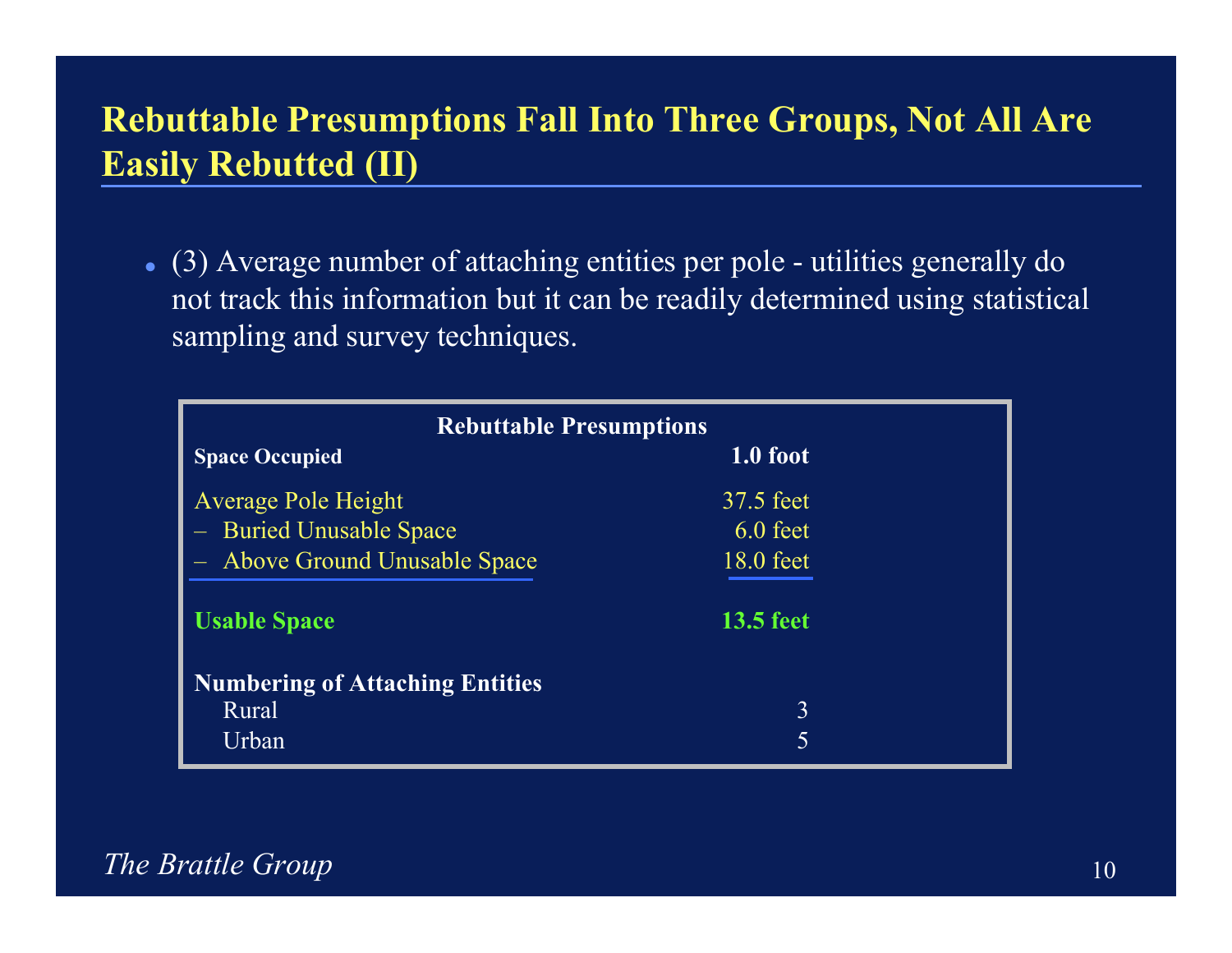## Rebuttable Presumptions Fall Into Three Groups, Not All Are Easily Rebutted (II)

- (3) Average number of attaching entities per pole - utilities generally do not track this information but it can be readily determined using statistical sampling and survey techniques.

| Rebuttable Presumptions | |
|---|---|
| **Space Occupied** | **1.0 foot** |
| Average Pole Height | 37.5 feet |
| – Buried Unusable Space | 6.0 feet |
| – Above Ground Unusable Space | 18.0 feet |
| **Usable Space** | **13.5 feet** |
| **Numbering of Attaching Entities** | |
| Rural | 3 |
| Urban | 5 |

*The Brattle Group*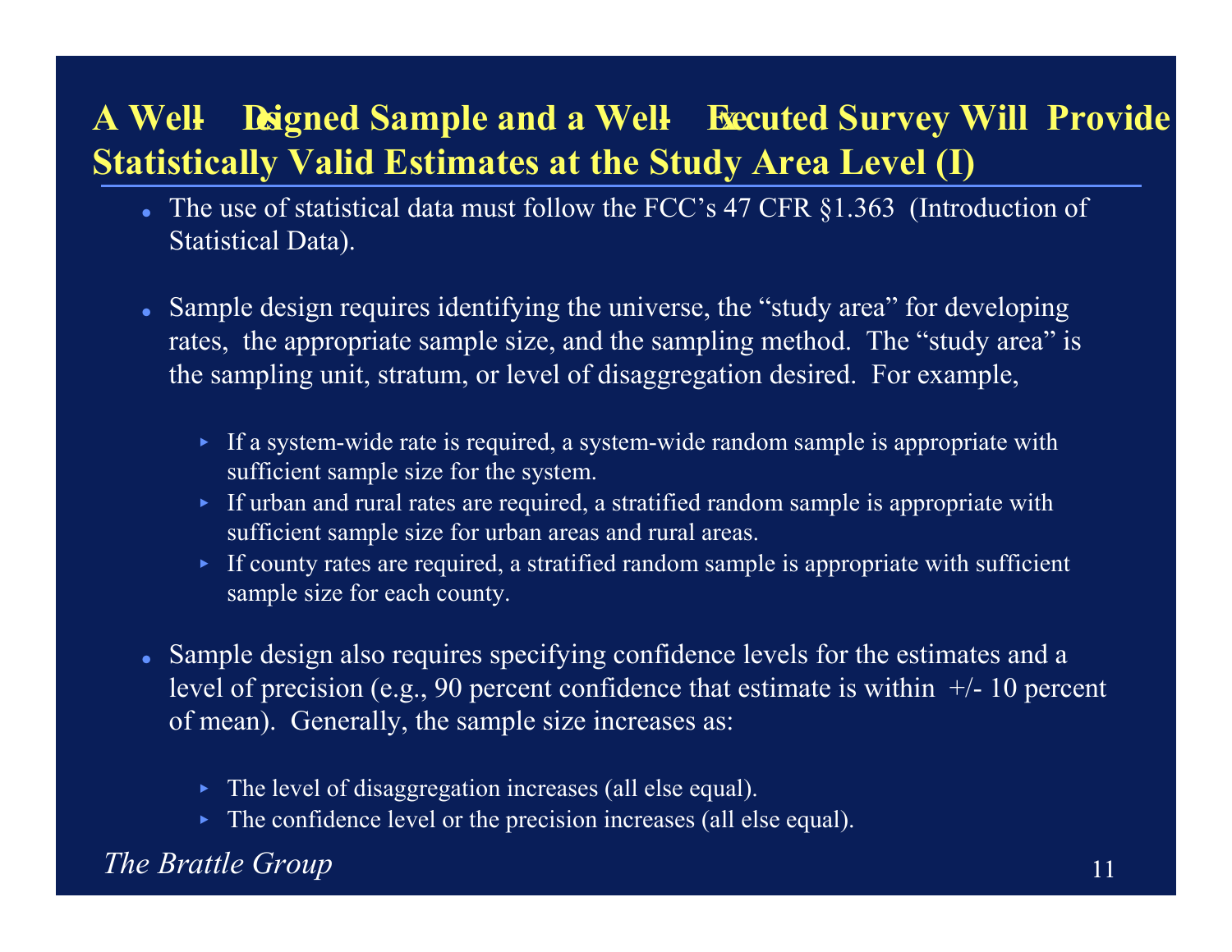# A Well-Designed Sample and a Well-Executed Survey Will Provide Statistically Valid Estimates at the Study Area Level (I)

- The use of statistical data must follow the FCC's 47 CFR §1.363 (Introduction of Statistical Data).
- Sample design requires identifying the universe, the "study area" for developing rates, the appropriate sample size, and the sampling method. The "study area" is the sampling unit, stratum, or level of disaggregation desired. For example,
  - If a system-wide rate is required, a system-wide random sample is appropriate with sufficient sample size for the system.
  - If urban and rural rates are required, a stratified random sample is appropriate with sufficient sample size for urban areas and rural areas.
  - If county rates are required, a stratified random sample is appropriate with sufficient sample size for each county.
- Sample design also requires specifying confidence levels for the estimates and a level of precision (e.g., 90 percent confidence that estimate is within +/- 10 percent of mean). Generally, the sample size increases as:
  - The level of disaggregation increases (all else equal).
  - The confidence level or the precision increases (all else equal).

*The Brattle Group*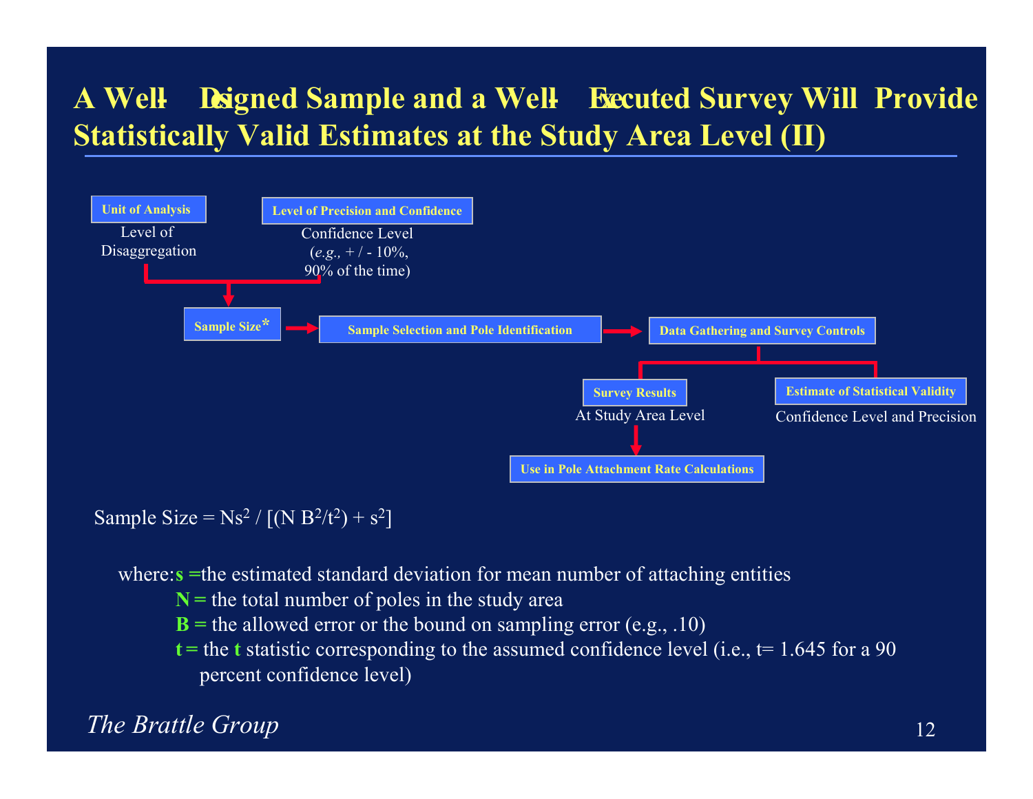# A Well-Designed Sample and a Well-Executed Survey Will Provide Statistically Valid Estimates at the Study Area Level (II)

**Unit of Analysis**
Level of Disaggregation

**Level of Precision and Confidence**
Confidence Level (*e.g.,* + / - 10%, 90% of the time)

**Sample Size*** → **Sample Selection and Pole Identification** → **Data Gathering and Survey Controls**

**Survey Results**
At Study Area Level
→ **Use in Pole Attachment Rate Calculations**

**Estimate of Statistical Validity**
Confidence Level and Precision

Sample Size = $Ns^2 / [(N B^2/t^2) + s^2]$

where: **s =** the estimated standard deviation for mean number of attaching entities
**N =** the total number of poles in the study area
**B =** the allowed error or the bound on sampling error (e.g., .10)
**t =** the **t** statistic corresponding to the assumed confidence level (i.e., t= 1.645 for a 90 percent confidence level)

*The Brattle Group*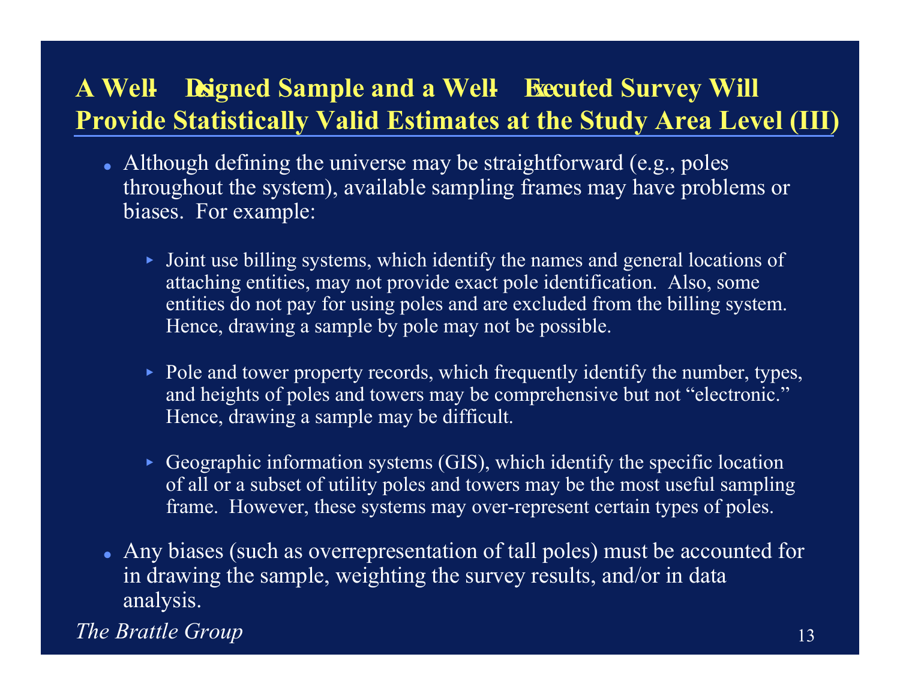## A Well-Designed Sample and a Well-Executed Survey Will Provide Statistically Valid Estimates at the Study Area Level (III)

- Although defining the universe may be straightforward (e.g., poles throughout the system), available sampling frames may have problems or biases. For example:
  - Joint use billing systems, which identify the names and general locations of attaching entities, may not provide exact pole identification. Also, some entities do not pay for using poles and are excluded from the billing system. Hence, drawing a sample by pole may not be possible.
  - Pole and tower property records, which frequently identify the number, types, and heights of poles and towers may be comprehensive but not "electronic." Hence, drawing a sample may be difficult.
  - Geographic information systems (GIS), which identify the specific location of all or a subset of utility poles and towers may be the most useful sampling frame. However, these systems may over-represent certain types of poles.
- Any biases (such as overrepresentation of tall poles) must be accounted for in drawing the sample, weighting the survey results, and/or in data analysis.

*The Brattle Group*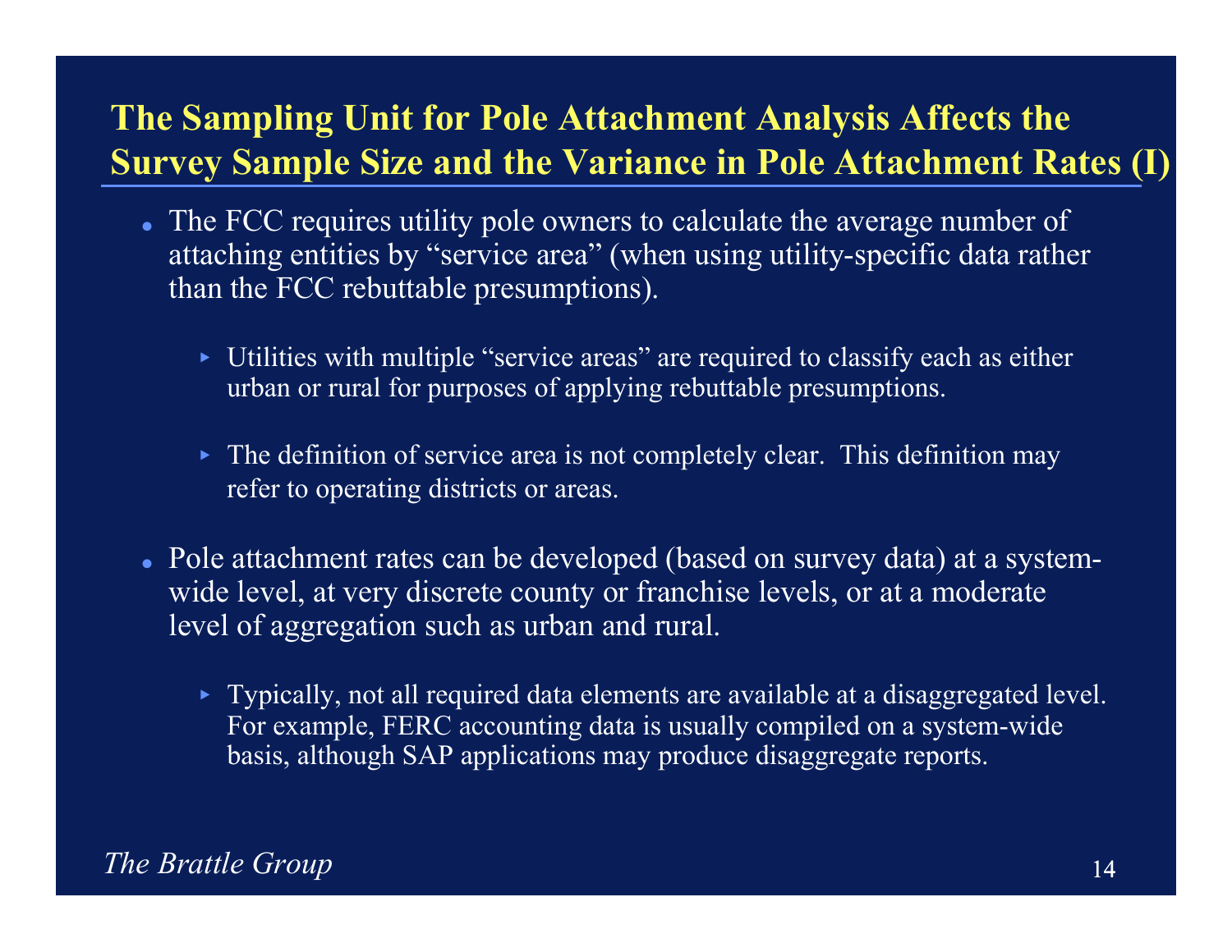# The Sampling Unit for Pole Attachment Analysis Affects the Survey Sample Size and the Variance in Pole Attachment Rates (I)

- The FCC requires utility pole owners to calculate the average number of attaching entities by "service area" (when using utility-specific data rather than the FCC rebuttable presumptions).
  - Utilities with multiple "service areas" are required to classify each as either urban or rural for purposes of applying rebuttable presumptions.
  - The definition of service area is not completely clear. This definition may refer to operating districts or areas.
- Pole attachment rates can be developed (based on survey data) at a system-wide level, at very discrete county or franchise levels, or at a moderate level of aggregation such as urban and rural.
  - Typically, not all required data elements are available at a disaggregated level. For example, FERC accounting data is usually compiled on a system-wide basis, although SAP applications may produce disaggregate reports.

*The Brattle Group*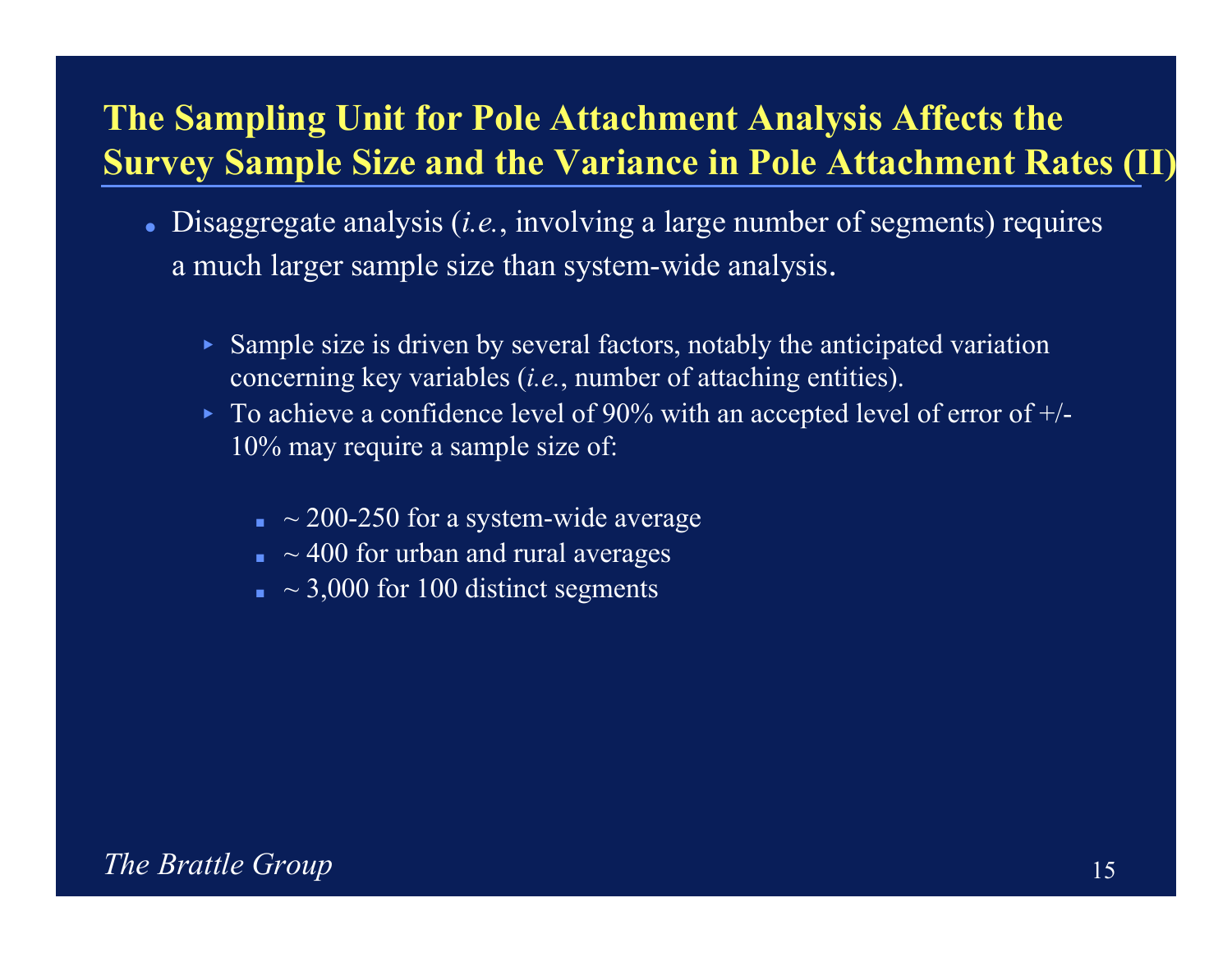# The Sampling Unit for Pole Attachment Analysis Affects the Survey Sample Size and the Variance in Pole Attachment Rates (II)

- Disaggregate analysis (*i.e.*, involving a large number of segments) requires a much larger sample size than system-wide analysis.
  - Sample size is driven by several factors, notably the anticipated variation concerning key variables (*i.e.*, number of attaching entities).
  - To achieve a confidence level of 90% with an accepted level of error of +/- 10% may require a sample size of:
    - ~ 200-250 for a system-wide average
    - ~ 400 for urban and rural averages
    - ~ 3,000 for 100 distinct segments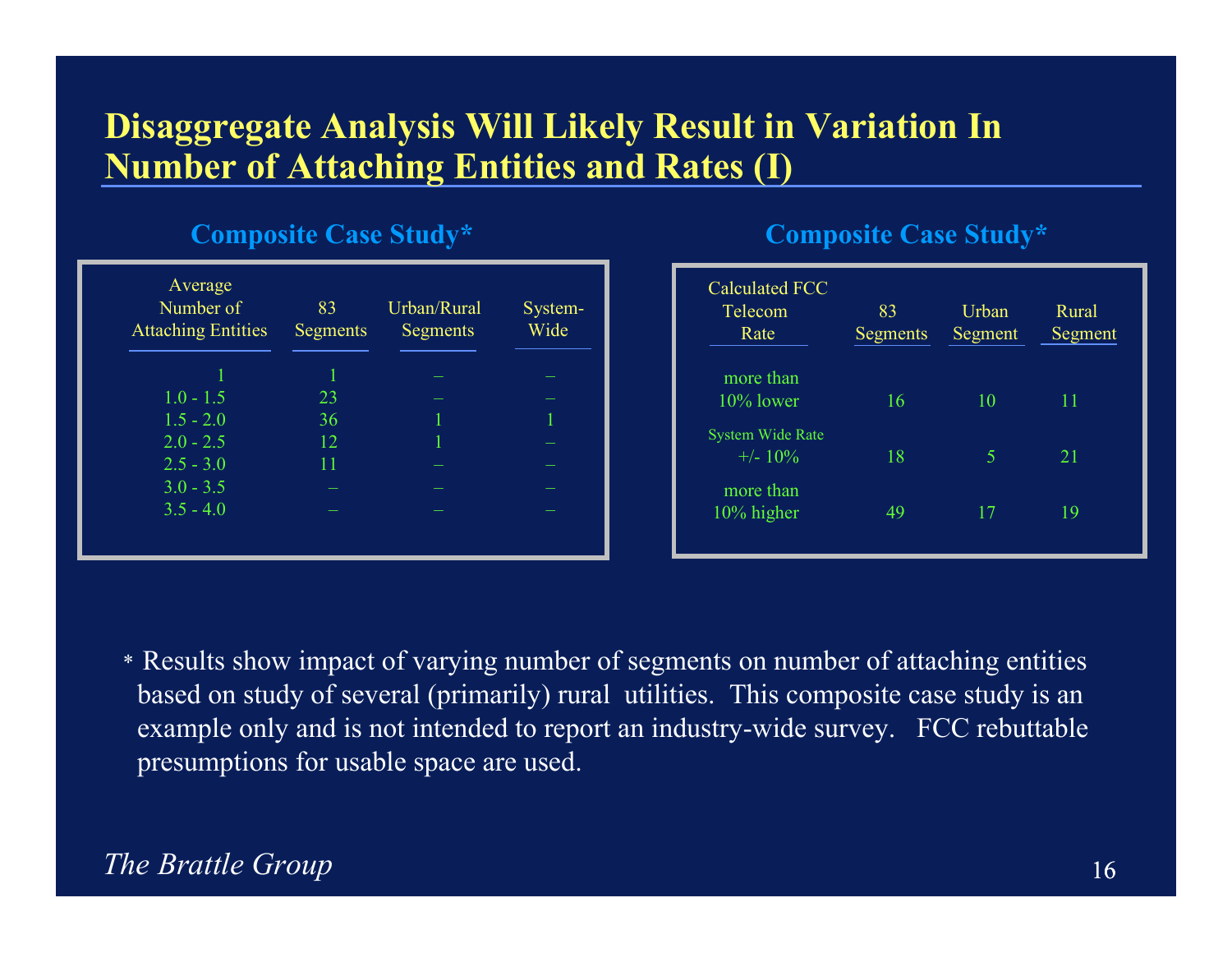# Disaggregate Analysis Will Likely Result in Variation In Number of Attaching Entities and Rates (I)

### Composite Case Study*

| Average Number of Attaching Entities | 83 Segments | Urban/Rural Segments | System-Wide |
|---|---|---|---|
| 1 | 1 | – | – |
| 1.0 - 1.5 | 23 | – | – |
| 1.5 - 2.0 | 36 | 1 | 1 |
| 2.0 - 2.5 | 12 | 1 | – |
| 2.5 - 3.0 | 11 | – | – |
| 3.0 - 3.5 | – | – | – |
| 3.5 - 4.0 | – | – | – |

### Composite Case Study*

| Calculated FCC Telecom Rate | 83 Segments | Urban Segment | Rural Segment |
|---|---|---|---|
| more than 10% lower | 16 | 10 | 11 |
| System Wide Rate +/- 10% | 18 | 5 | 21 |
| more than 10% higher | 49 | 17 | 19 |

\* Results show impact of varying number of segments on number of attaching entities based on study of several (primarily) rural utilities. This composite case study is an example only and is not intended to report an industry-wide survey. FCC rebuttable presumptions for usable space are used.

*The Brattle Group*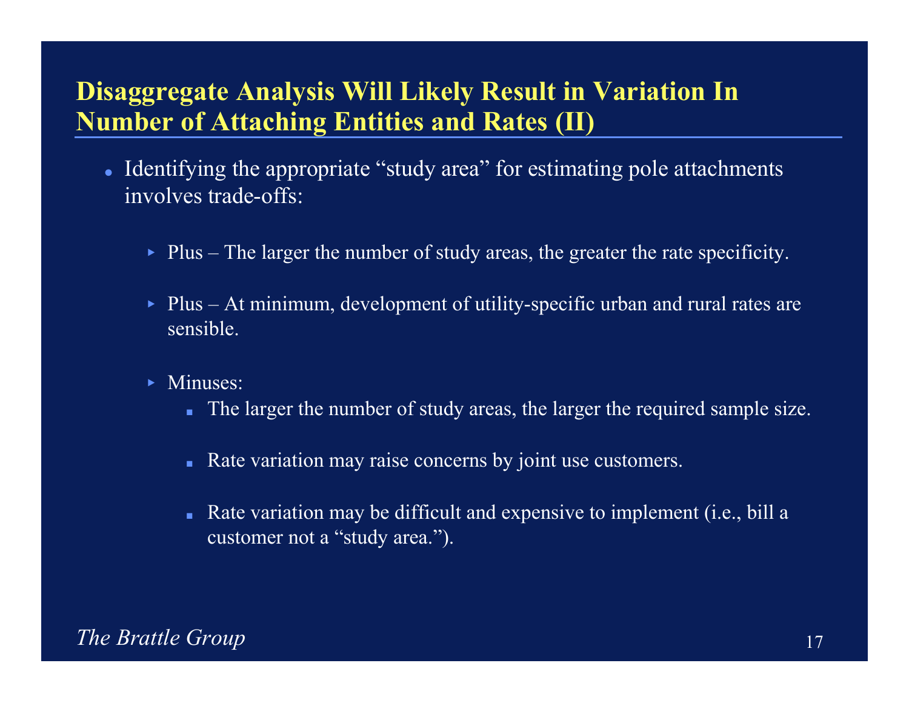## Disaggregate Analysis Will Likely Result in Variation In Number of Attaching Entities and Rates (II)

- Identifying the appropriate "study area" for estimating pole attachments involves trade-offs:
  - Plus – The larger the number of study areas, the greater the rate specificity.
  - Plus – At minimum, development of utility-specific urban and rural rates are sensible.
  - Minuses:
    - The larger the number of study areas, the larger the required sample size.
    - Rate variation may raise concerns by joint use customers.
    - Rate variation may be difficult and expensive to implement (i.e., bill a customer not a "study area.").

*The Brattle Group*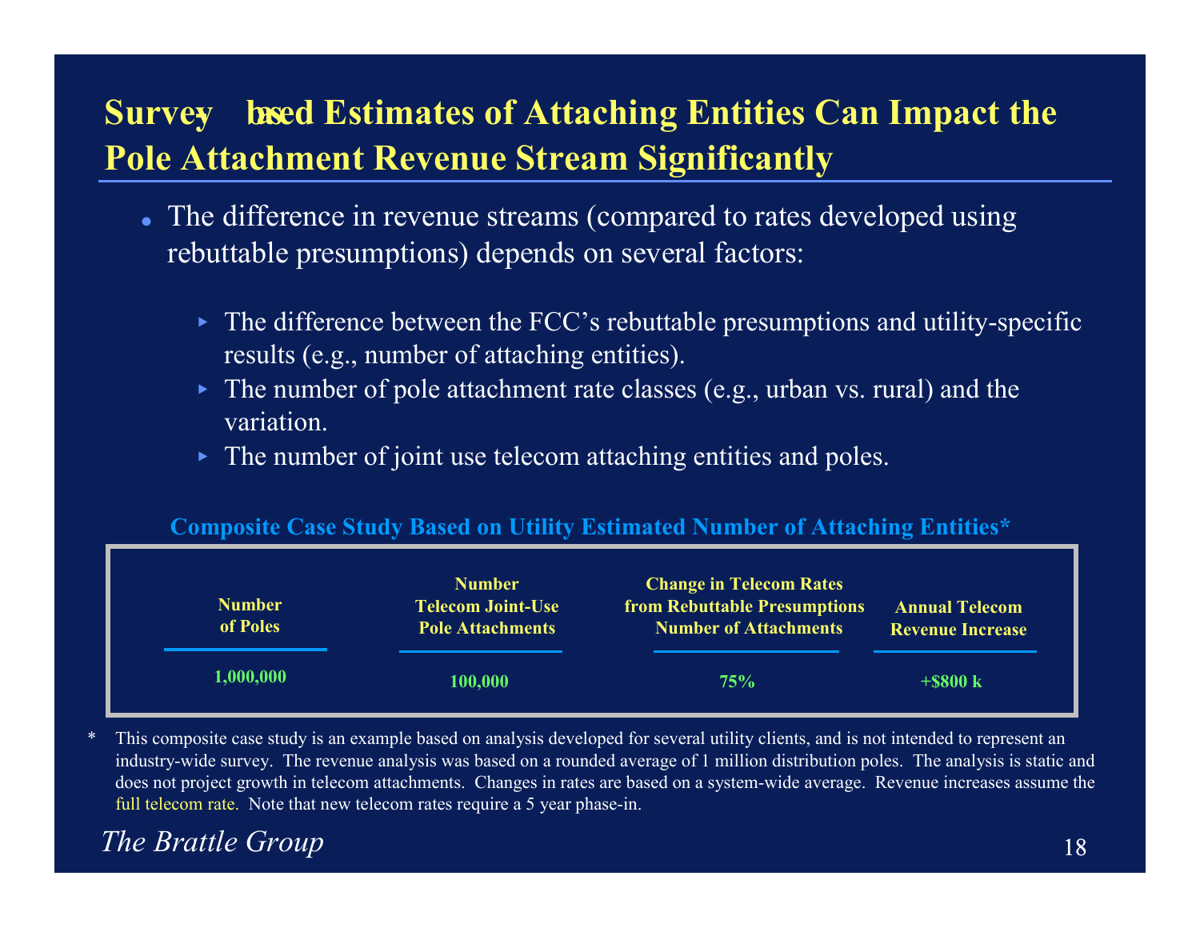# Survey-based Estimates of Attaching Entities Can Impact the Pole Attachment Revenue Stream Significantly

- The difference in revenue streams (compared to rates developed using rebuttable presumptions) depends on several factors:
  - The difference between the FCC's rebuttable presumptions and utility-specific results (e.g., number of attaching entities).
  - The number of pole attachment rate classes (e.g., urban vs. rural) and the variation.
  - The number of joint use telecom attaching entities and poles.

**Composite Case Study Based on Utility Estimated Number of Attaching Entities***

| Number of Poles | Number Telecom Joint-Use Pole Attachments | Change in Telecom Rates from Rebuttable Presumptions Number of Attachments | Annual Telecom Revenue Increase |
|---|---|---|---|
| 1,000,000 | 100,000 | 75% | +$800 k |

\* This composite case study is an example based on analysis developed for several utility clients, and is not intended to represent an industry-wide survey. The revenue analysis was based on a rounded average of 1 million distribution poles. The analysis is static and does not project growth in telecom attachments. Changes in rates are based on a system-wide average. Revenue increases assume the full telecom rate. Note that new telecom rates require a 5 year phase-in.

*The Brattle Group*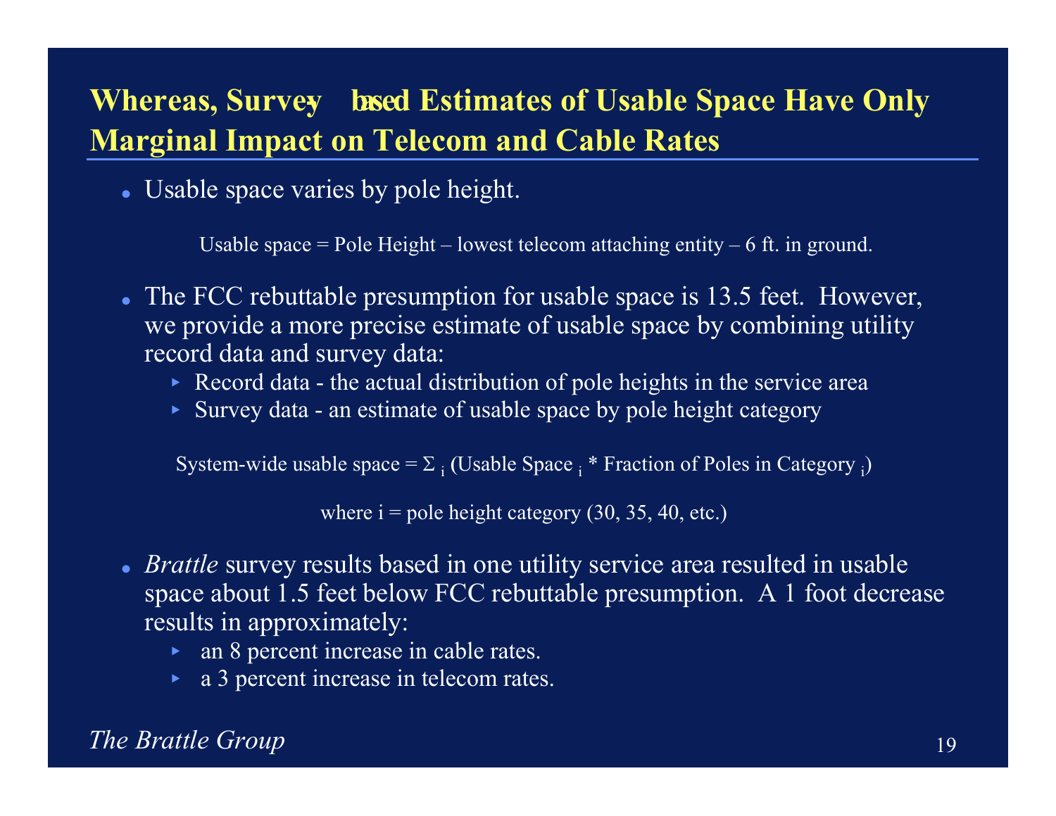# Whereas, Survey-based Estimates of Usable Space Have Only Marginal Impact on Telecom and Cable Rates

- Usable space varies by pole height.

Usable space = Pole Height – lowest telecom attaching entity – 6 ft. in ground.

- The FCC rebuttable presumption for usable space is 13.5 feet. However, we provide a more precise estimate of usable space by combining utility record data and survey data:
  - Record data - the actual distribution of pole heights in the service area
  - Survey data - an estimate of usable space by pole height category

$$\text{System-wide usable space} = \Sigma_i \left(\text{Usable Space}_i * \text{Fraction of Poles in Category}_i\right)$$

where i = pole height category (30, 35, 40, etc.)

- *Brattle* survey results based in one utility service area resulted in usable space about 1.5 feet below FCC rebuttable presumption. A 1 foot decrease results in approximately:
  - an 8 percent increase in cable rates.
  - a 3 percent increase in telecom rates.

*The Brattle Group*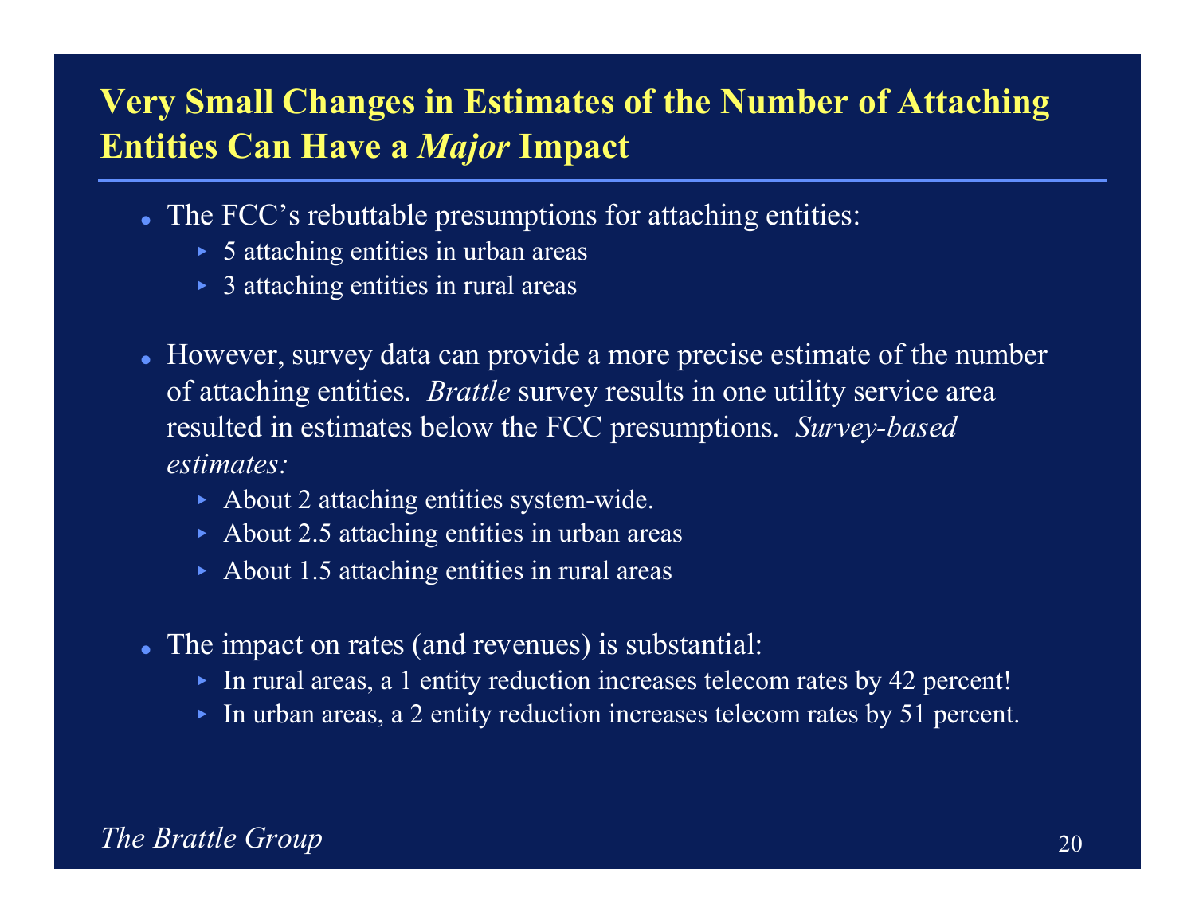# Very Small Changes in Estimates of the Number of Attaching Entities Can Have a *Major* Impact

- The FCC's rebuttable presumptions for attaching entities:
  - 5 attaching entities in urban areas
  - 3 attaching entities in rural areas

- However, survey data can provide a more precise estimate of the number of attaching entities. *Brattle* survey results in one utility service area resulted in estimates below the FCC presumptions. *Survey-based estimates:*
  - About 2 attaching entities system-wide.
  - About 2.5 attaching entities in urban areas
  - About 1.5 attaching entities in rural areas

- The impact on rates (and revenues) is substantial:
  - In rural areas, a 1 entity reduction increases telecom rates by 42 percent!
  - In urban areas, a 2 entity reduction increases telecom rates by 51 percent.

*The Brattle Group*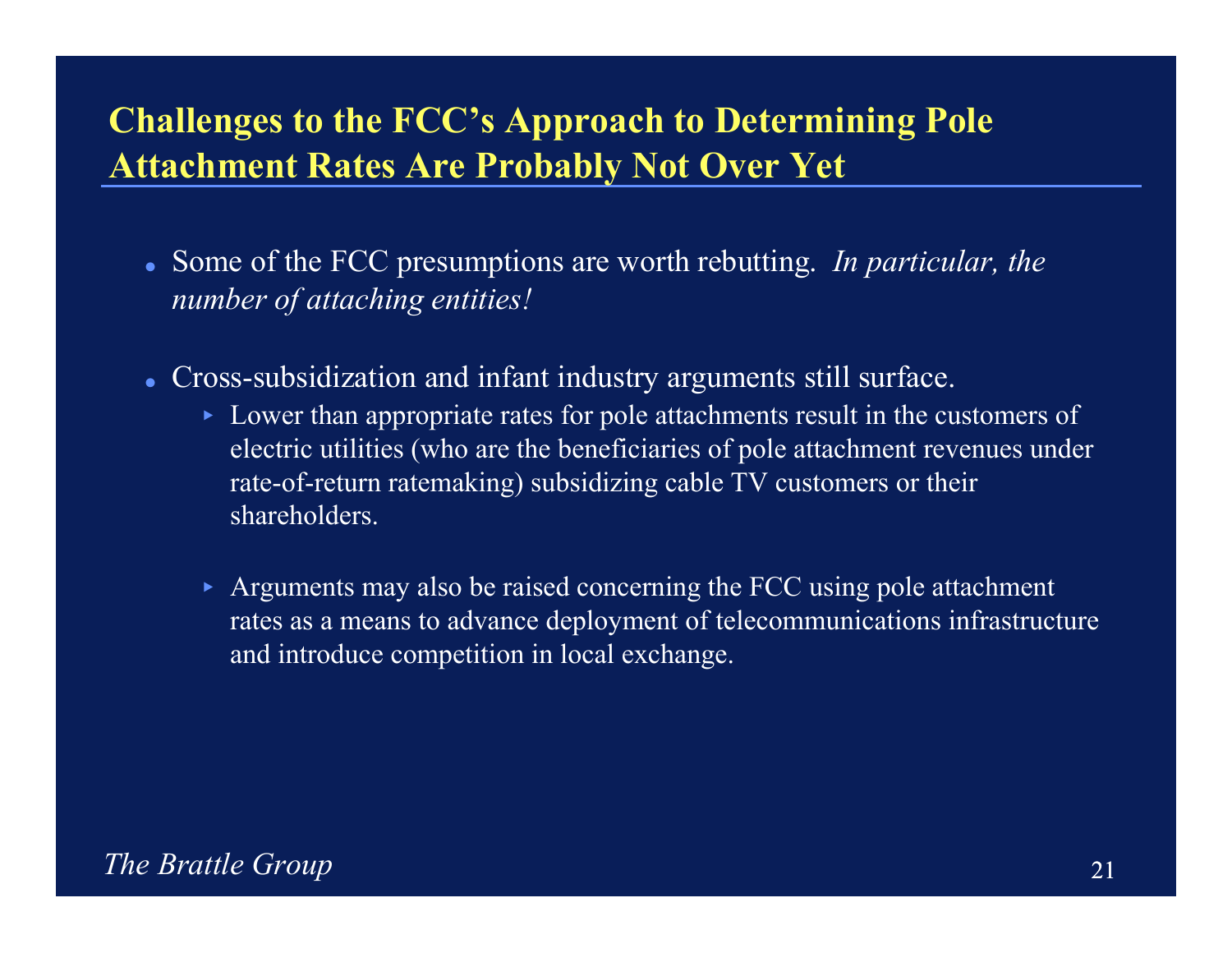## Challenges to the FCC's Approach to Determining Pole Attachment Rates Are Probably Not Over Yet

- Some of the FCC presumptions are worth rebutting. *In particular, the number of attaching entities!*

- Cross-subsidization and infant industry arguments still surface.
  - Lower than appropriate rates for pole attachments result in the customers of electric utilities (who are the beneficiaries of pole attachment revenues under rate-of-return ratemaking) subsidizing cable TV customers or their shareholders.

  - Arguments may also be raised concerning the FCC using pole attachment rates as a means to advance deployment of telecommunications infrastructure and introduce competition in local exchange.